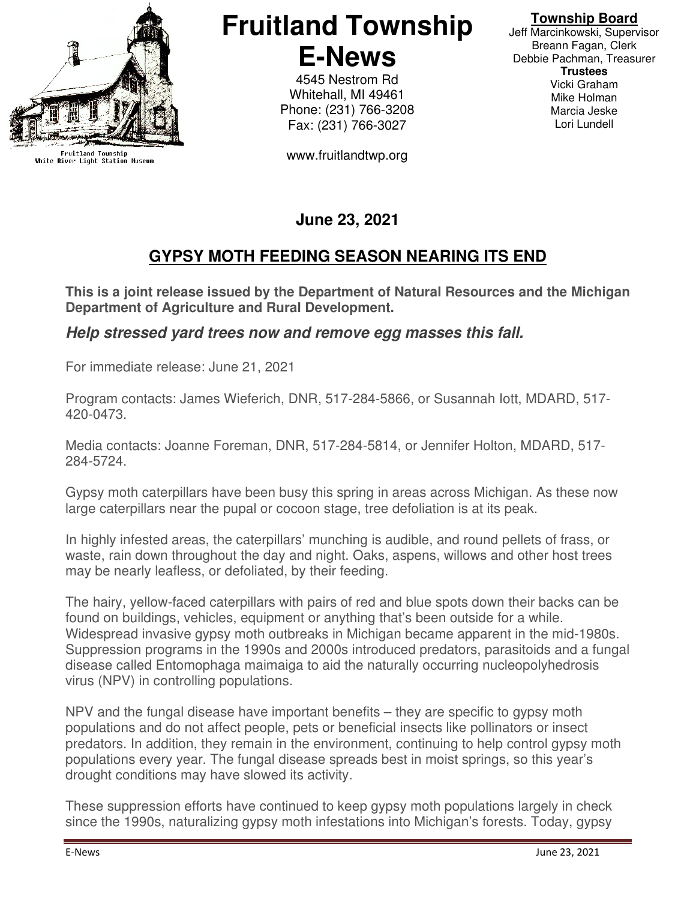Fruitland Township
White River Light Station Museum

# Fruitland Township E-News

4545 Nestrom Rd
Whitehall, MI 49461
Phone: (231) 766-3208
Fax: (231) 766-3027

www.fruitlandtwp.org

**Township Board**
Jeff Marcinkowski, Supervisor
Breann Fagan, Clerk
Debbie Pachman, Treasurer
**Trustees**
Vicki Graham
Mike Holman
Marcia Jeske
Lori Lundell

**June 23, 2021**

## GYPSY MOTH FEEDING SEASON NEARING ITS END

**This is a joint release issued by the Department of Natural Resources and the Michigan Department of Agriculture and Rural Development.**

***Help stressed yard trees now and remove egg masses this fall.***

For immediate release: June 21, 2021

Program contacts: James Wieferich, DNR, 517-284-5866, or Susannah Iott, MDARD, 517-420-0473.

Media contacts: Joanne Foreman, DNR, 517-284-5814, or Jennifer Holton, MDARD, 517-284-5724.

Gypsy moth caterpillars have been busy this spring in areas across Michigan. As these now large caterpillars near the pupal or cocoon stage, tree defoliation is at its peak.

In highly infested areas, the caterpillars' munching is audible, and round pellets of frass, or waste, rain down throughout the day and night. Oaks, aspens, willows and other host trees may be nearly leafless, or defoliated, by their feeding.

The hairy, yellow-faced caterpillars with pairs of red and blue spots down their backs can be found on buildings, vehicles, equipment or anything that's been outside for a while. Widespread invasive gypsy moth outbreaks in Michigan became apparent in the mid-1980s. Suppression programs in the 1990s and 2000s introduced predators, parasitoids and a fungal disease called Entomophaga maimaiga to aid the naturally occurring nucleopolyhedrosis virus (NPV) in controlling populations.

NPV and the fungal disease have important benefits – they are specific to gypsy moth populations and do not affect people, pets or beneficial insects like pollinators or insect predators. In addition, they remain in the environment, continuing to help control gypsy moth populations every year. The fungal disease spreads best in moist springs, so this year's drought conditions may have slowed its activity.

These suppression efforts have continued to keep gypsy moth populations largely in check since the 1990s, naturalizing gypsy moth infestations into Michigan's forests. Today, gypsy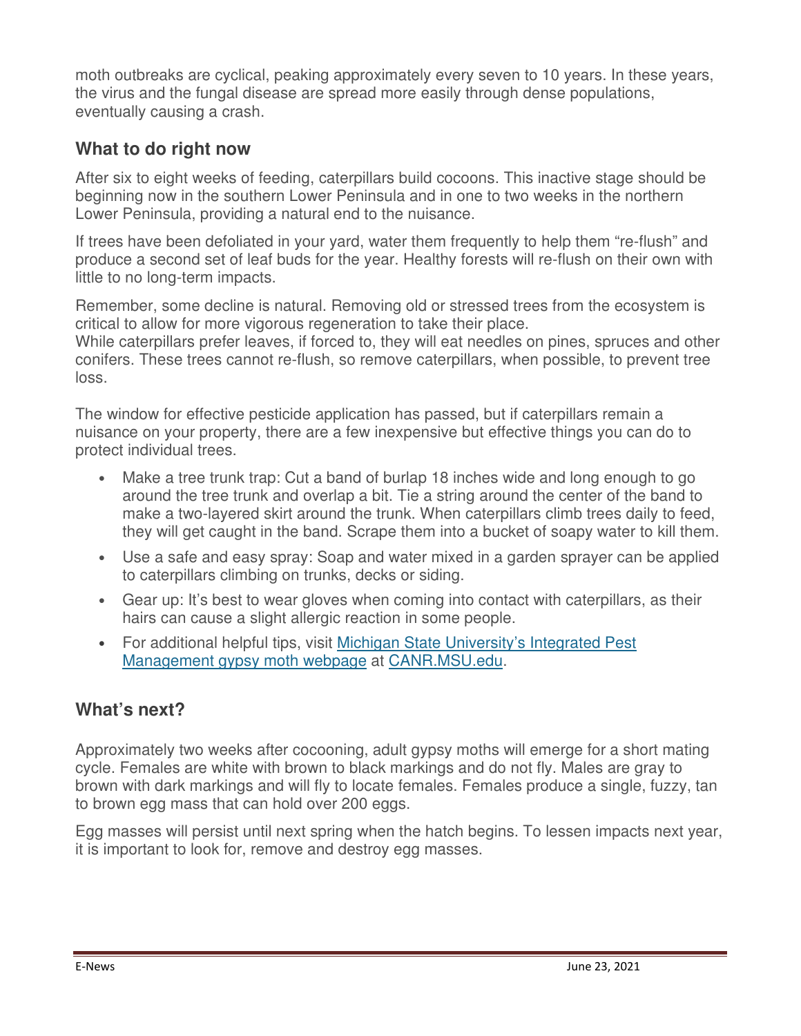moth outbreaks are cyclical, peaking approximately every seven to 10 years. In these years, the virus and the fungal disease are spread more easily through dense populations, eventually causing a crash.

## What to do right now

After six to eight weeks of feeding, caterpillars build cocoons. This inactive stage should be beginning now in the southern Lower Peninsula and in one to two weeks in the northern Lower Peninsula, providing a natural end to the nuisance.

If trees have been defoliated in your yard, water them frequently to help them "re-flush" and produce a second set of leaf buds for the year. Healthy forests will re-flush on their own with little to no long-term impacts.

Remember, some decline is natural. Removing old or stressed trees from the ecosystem is critical to allow for more vigorous regeneration to take their place.
While caterpillars prefer leaves, if forced to, they will eat needles on pines, spruces and other conifers. These trees cannot re-flush, so remove caterpillars, when possible, to prevent tree loss.

The window for effective pesticide application has passed, but if caterpillars remain a nuisance on your property, there are a few inexpensive but effective things you can do to protect individual trees.

- Make a tree trunk trap: Cut a band of burlap 18 inches wide and long enough to go around the tree trunk and overlap a bit. Tie a string around the center of the band to make a two-layered skirt around the trunk. When caterpillars climb trees daily to feed, they will get caught in the band. Scrape them into a bucket of soapy water to kill them.
- Use a safe and easy spray: Soap and water mixed in a garden sprayer can be applied to caterpillars climbing on trunks, decks or siding.
- Gear up: It's best to wear gloves when coming into contact with caterpillars, as their hairs can cause a slight allergic reaction in some people.
- For additional helpful tips, visit Michigan State University's Integrated Pest Management gypsy moth webpage at CANR.MSU.edu.

## What's next?

Approximately two weeks after cocooning, adult gypsy moths will emerge for a short mating cycle. Females are white with brown to black markings and do not fly. Males are gray to brown with dark markings and will fly to locate females. Females produce a single, fuzzy, tan to brown egg mass that can hold over 200 eggs.

Egg masses will persist until next spring when the hatch begins. To lessen impacts next year, it is important to look for, remove and destroy egg masses.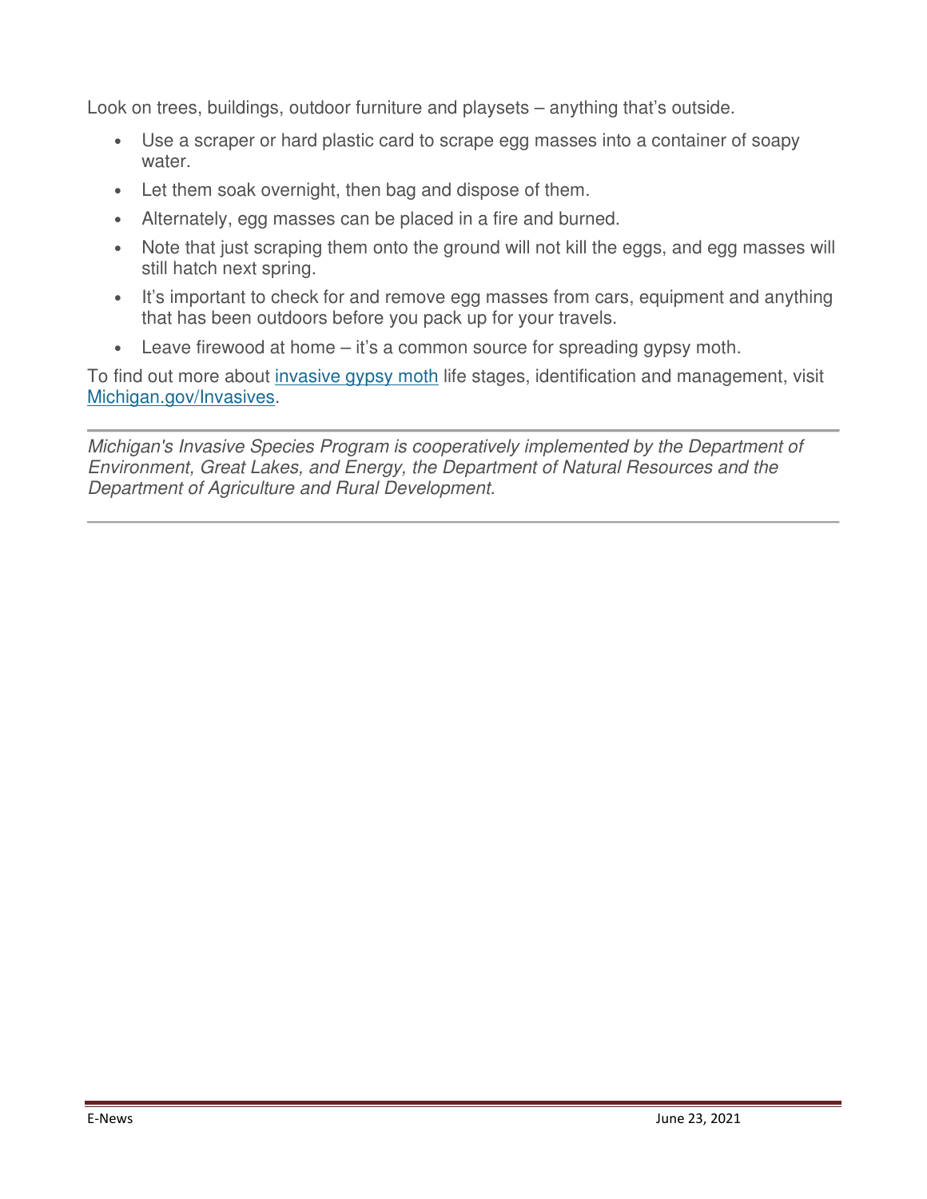Look on trees, buildings, outdoor furniture and playsets – anything that's outside.

- Use a scraper or hard plastic card to scrape egg masses into a container of soapy water.
- Let them soak overnight, then bag and dispose of them.
- Alternately, egg masses can be placed in a fire and burned.
- Note that just scraping them onto the ground will not kill the eggs, and egg masses will still hatch next spring.
- It's important to check for and remove egg masses from cars, equipment and anything that has been outdoors before you pack up for your travels.
- Leave firewood at home – it's a common source for spreading gypsy moth.

To find out more about invasive gypsy moth life stages, identification and management, visit Michigan.gov/Invasives.

---

*Michigan's Invasive Species Program is cooperatively implemented by the Department of Environment, Great Lakes, and Energy, the Department of Natural Resources and the Department of Agriculture and Rural Development.*

---